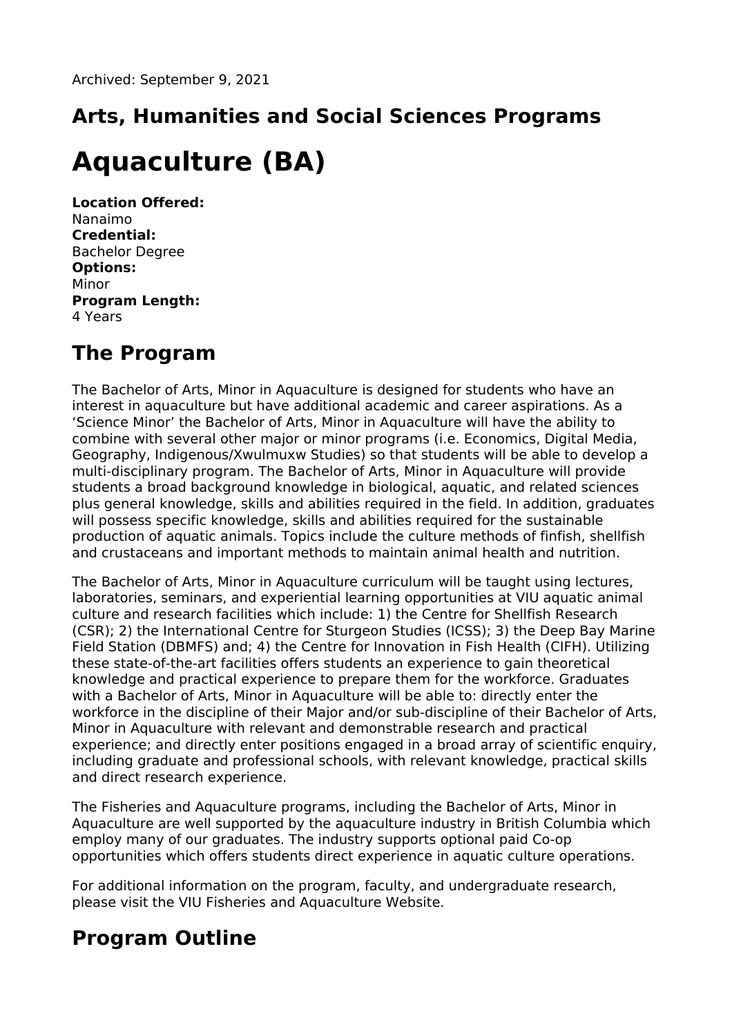Archived: September 9, 2021

## Arts, Humanities and Social Sciences Programs

# Aquaculture (BA)

**Location Offered:**
Nanaimo
**Credential:**
Bachelor Degree
**Options:**
Minor
**Program Length:**
4 Years

## The Program

The Bachelor of Arts, Minor in Aquaculture is designed for students who have an interest in aquaculture but have additional academic and career aspirations. As a 'Science Minor' the Bachelor of Arts, Minor in Aquaculture will have the ability to combine with several other major or minor programs (i.e. Economics, Digital Media, Geography, Indigenous/Xwulmuxw Studies) so that students will be able to develop a multi-disciplinary program. The Bachelor of Arts, Minor in Aquaculture will provide students a broad background knowledge in biological, aquatic, and related sciences plus general knowledge, skills and abilities required in the field. In addition, graduates will possess specific knowledge, skills and abilities required for the sustainable production of aquatic animals. Topics include the culture methods of finfish, shellfish and crustaceans and important methods to maintain animal health and nutrition.

The Bachelor of Arts, Minor in Aquaculture curriculum will be taught using lectures, laboratories, seminars, and experiential learning opportunities at VIU aquatic animal culture and research facilities which include: 1) the Centre for Shellfish Research (CSR); 2) the International Centre for Sturgeon Studies (ICSS); 3) the Deep Bay Marine Field Station (DBMFS) and; 4) the Centre for Innovation in Fish Health (CIFH). Utilizing these state-of-the-art facilities offers students an experience to gain theoretical knowledge and practical experience to prepare them for the workforce. Graduates with a Bachelor of Arts, Minor in Aquaculture will be able to: directly enter the workforce in the discipline of their Major and/or sub-discipline of their Bachelor of Arts, Minor in Aquaculture with relevant and demonstrable research and practical experience; and directly enter positions engaged in a broad array of scientific enquiry, including graduate and professional schools, with relevant knowledge, practical skills and direct research experience.

The Fisheries and Aquaculture programs, including the Bachelor of Arts, Minor in Aquaculture are well supported by the aquaculture industry in British Columbia which employ many of our graduates. The industry supports optional paid Co-op opportunities which offers students direct experience in aquatic culture operations.

For additional information on the program, faculty, and undergraduate research, please visit the VIU Fisheries and Aquaculture Website.

## Program Outline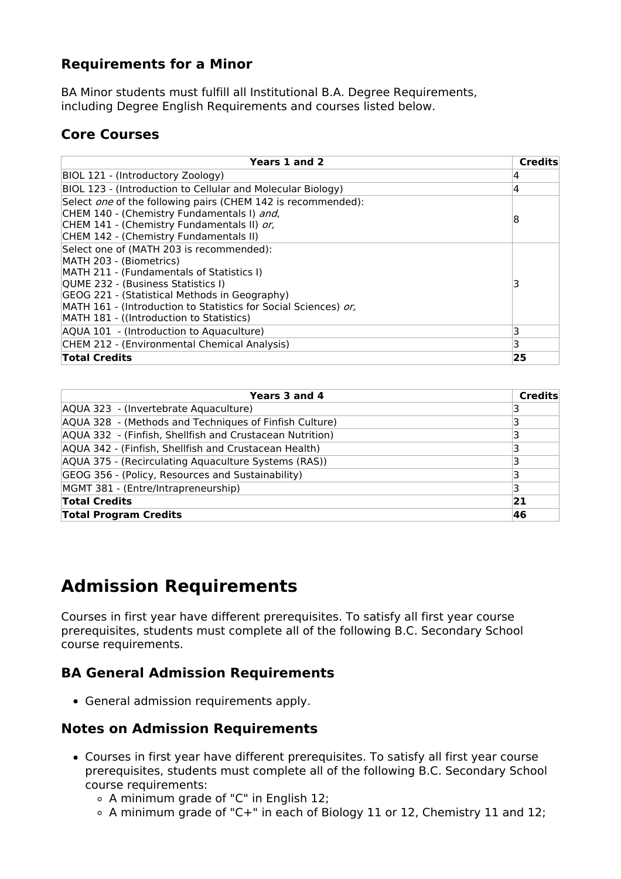## Requirements for a Minor

BA Minor students must fulfill all Institutional B.A. Degree Requirements, including Degree English Requirements and courses listed below.

## Core Courses

| Years 1 and 2 | Credits |
|---|---|
| BIOL 121 - (Introductory Zoology) | 4 |
| BIOL 123 - (Introduction to Cellular and Molecular Biology) | 4 |
| Select *one* of the following pairs (CHEM 142 is recommended):<br>CHEM 140 - (Chemistry Fundamentals I) *and*,<br>CHEM 141 - (Chemistry Fundamentals II) *or,*<br>CHEM 142 - (Chemistry Fundamentals II) | 8 |
| Select one of (MATH 203 is recommended):<br>MATH 203 - (Biometrics)<br>MATH 211 - (Fundamentals of Statistics I)<br>QUME 232 - (Business Statistics I)<br>GEOG 221 - (Statistical Methods in Geography)<br>MATH 161 - (Introduction to Statistics for Social Sciences) *or,*<br>MATH 181 - ((Introduction to Statistics) | 3 |
| AQUA 101 - (Introduction to Aquaculture) | 3 |
| CHEM 212 - (Environmental Chemical Analysis) | 3 |
| **Total Credits** | **25** |

| Years 3 and 4 | Credits |
|---|---|
| AQUA 323 - (Invertebrate Aquaculture) | 3 |
| AQUA 328 - (Methods and Techniques of Finfish Culture) | 3 |
| AQUA 332 - (Finfish, Shellfish and Crustacean Nutrition) | 3 |
| AQUA 342 - (Finfish, Shellfish and Crustacean Health) | 3 |
| AQUA 375 - (Recirculating Aquaculture Systems (RAS)) | 3 |
| GEOG 356 - (Policy, Resources and Sustainability) | 3 |
| MGMT 381 - (Entre/Intrapreneurship) | 3 |
| **Total Credits** | **21** |
| **Total Program Credits** | **46** |

# Admission Requirements

Courses in first year have different prerequisites. To satisfy all first year course prerequisites, students must complete all of the following B.C. Secondary School course requirements.

## BA General Admission Requirements

- General admission requirements apply.

## Notes on Admission Requirements

- Courses in first year have different prerequisites. To satisfy all first year course prerequisites, students must complete all of the following B.C. Secondary School course requirements:
  - A minimum grade of "C" in English 12;
  - A minimum grade of "C+" in each of Biology 11 or 12, Chemistry 11 and 12;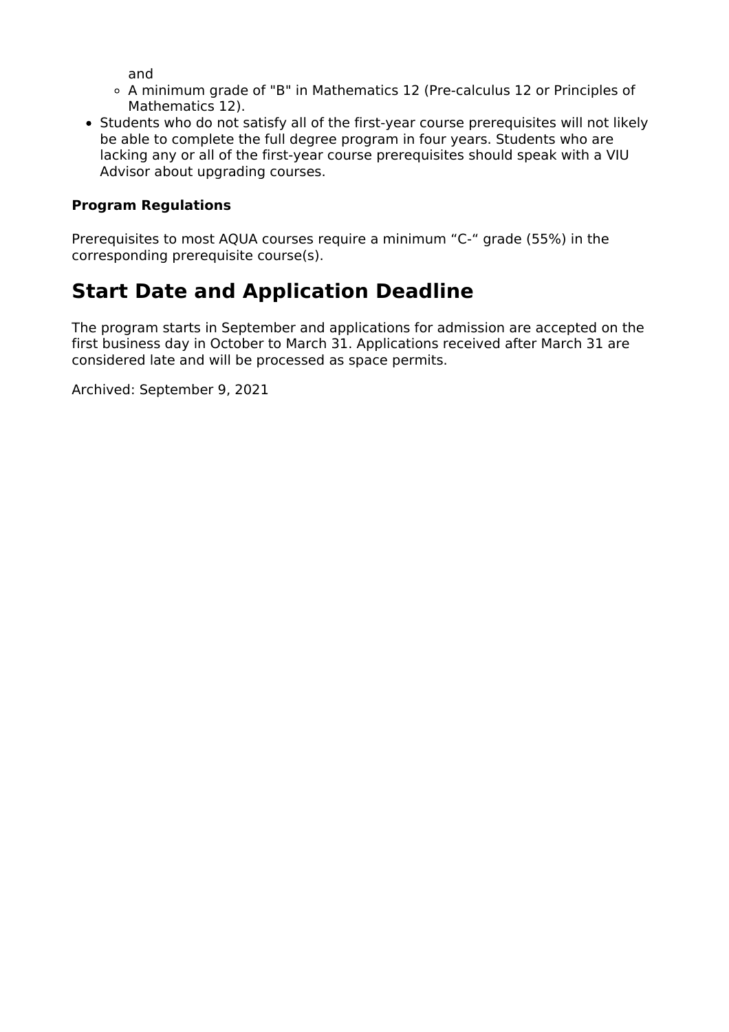and
    - A minimum grade of "B" in Mathematics 12 (Pre-calculus 12 or Principles of Mathematics 12).
- Students who do not satisfy all of the first-year course prerequisites will not likely be able to complete the full degree program in four years. Students who are lacking any or all of the first-year course prerequisites should speak with a VIU Advisor about upgrading courses.

**Program Regulations**

Prerequisites to most AQUA courses require a minimum “C-“ grade (55%) in the corresponding prerequisite course(s).

## Start Date and Application Deadline

The program starts in September and applications for admission are accepted on the first business day in October to March 31. Applications received after March 31 are considered late and will be processed as space permits.

Archived: September 9, 2021